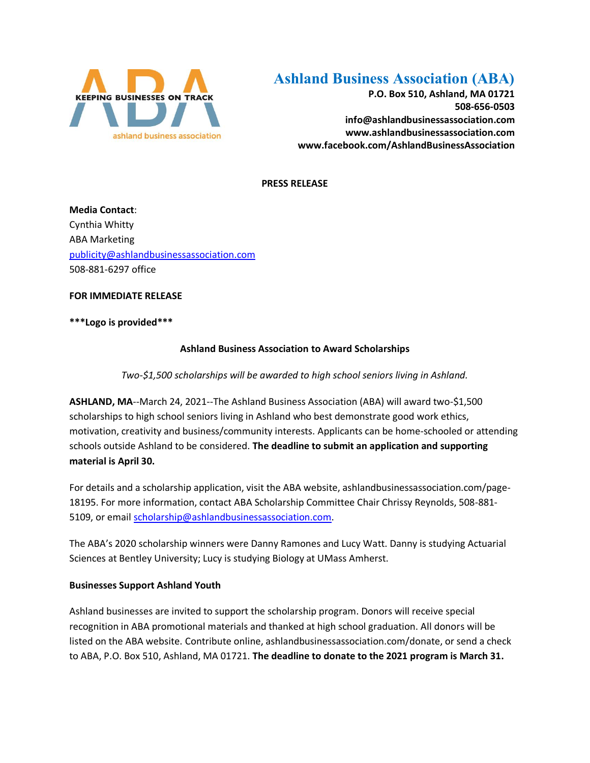KEEPING BUSINESSES ON TRACK

ashland business association

# Ashland Business Association (ABA)

**P.O. Box 510, Ashland, MA 01721**
**508-656-0503**
**info@ashlandbusinessassociation.com**
**www.ashlandbusinessassociation.com**
**www.facebook.com/AshlandBusinessAssociation**

**PRESS RELEASE**

**Media Contact**:
Cynthia Whitty
ABA Marketing
publicity@ashlandbusinessassociation.com
508-881-6297 office

**FOR IMMEDIATE RELEASE**

**\*\*\*Logo is provided\*\*\***

## Ashland Business Association to Award Scholarships

*Two-$1,500 scholarships will be awarded to high school seniors living in Ashland.*

**ASHLAND, MA**--March 24, 2021--The Ashland Business Association (ABA) will award two-$1,500 scholarships to high school seniors living in Ashland who best demonstrate good work ethics, motivation, creativity and business/community interests. Applicants can be home-schooled or attending schools outside Ashland to be considered. **The deadline to submit an application and supporting material is April 30.**

For details and a scholarship application, visit the ABA website, ashlandbusinessassociation.com/page-18195. For more information, contact ABA Scholarship Committee Chair Chrissy Reynolds, 508-881-5109, or email scholarship@ashlandbusinessassociation.com.

The ABA's 2020 scholarship winners were Danny Ramones and Lucy Watt. Danny is studying Actuarial Sciences at Bentley University; Lucy is studying Biology at UMass Amherst.

### Businesses Support Ashland Youth

Ashland businesses are invited to support the scholarship program. Donors will receive special recognition in ABA promotional materials and thanked at high school graduation. All donors will be listed on the ABA website. Contribute online, ashlandbusinessassociation.com/donate, or send a check to ABA, P.O. Box 510, Ashland, MA 01721. **The deadline to donate to the 2021 program is March 31.**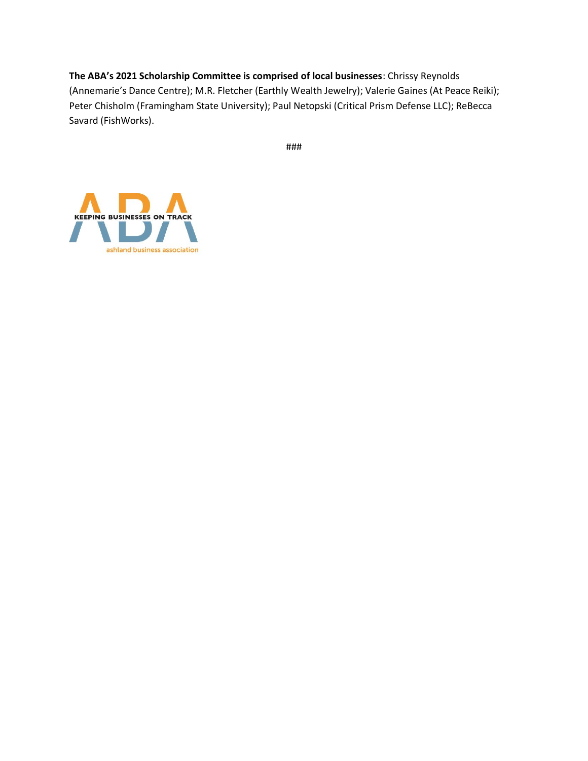**The ABA's 2021 Scholarship Committee is comprised of local businesses**: Chrissy Reynolds (Annemarie's Dance Centre); M.R. Fletcher (Earthly Wealth Jewelry); Valerie Gaines (At Peace Reiki); Peter Chisholm (Framingham State University); Paul Netopski (Critical Prism Defense LLC); ReBecca Savard (FishWorks).

###

ABA

KEEPING BUSINESSES ON TRACK

ashland business association